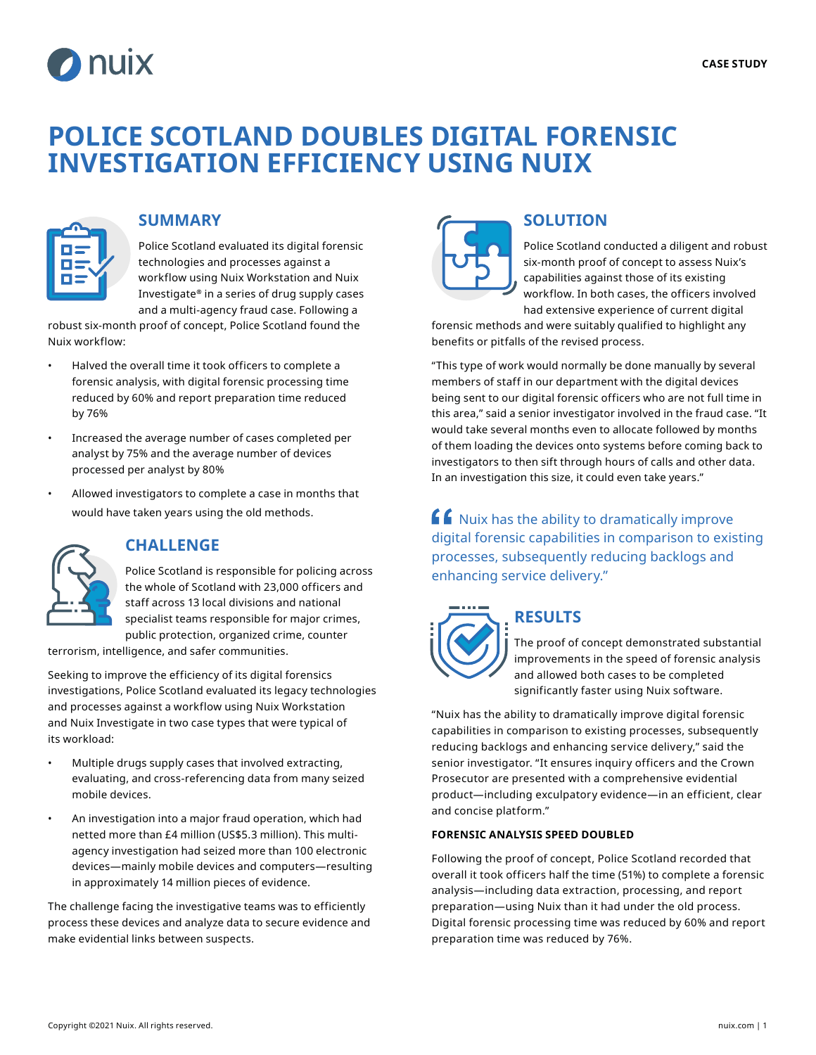CASE STUDY

# POLICE SCOTLAND DOUBLES DIGITAL FORENSIC INVESTIGATION EFFICIENCY USING NUIX

## SUMMARY

Police Scotland evaluated its digital forensic technologies and processes against a workflow using Nuix Workstation and Nuix Investigate® in a series of drug supply cases and a multi-agency fraud case. Following a robust six-month proof of concept, Police Scotland found the Nuix workflow:

- Halved the overall time it took officers to complete a forensic analysis, with digital forensic processing time reduced by 60% and report preparation time reduced by 76%
- Increased the average number of cases completed per analyst by 75% and the average number of devices processed per analyst by 80%
- Allowed investigators to complete a case in months that would have taken years using the old methods.

## CHALLENGE

Police Scotland is responsible for policing across the whole of Scotland with 23,000 officers and staff across 13 local divisions and national specialist teams responsible for major crimes, public protection, organized crime, counter terrorism, intelligence, and safer communities.

Seeking to improve the efficiency of its digital forensics investigations, Police Scotland evaluated its legacy technologies and processes against a workflow using Nuix Workstation and Nuix Investigate in two case types that were typical of its workload:

- Multiple drugs supply cases that involved extracting, evaluating, and cross-referencing data from many seized mobile devices.
- An investigation into a major fraud operation, which had netted more than £4 million (US$5.3 million). This multi-agency investigation had seized more than 100 electronic devices—mainly mobile devices and computers—resulting in approximately 14 million pieces of evidence.

The challenge facing the investigative teams was to efficiently process these devices and analyze data to secure evidence and make evidential links between suspects.

## SOLUTION

Police Scotland conducted a diligent and robust six-month proof of concept to assess Nuix's capabilities against those of its existing workflow. In both cases, the officers involved had extensive experience of current digital forensic methods and were suitably qualified to highlight any benefits or pitfalls of the revised process.

"This type of work would normally be done manually by several members of staff in our department with the digital devices being sent to our digital forensic officers who are not full time in this area," said a senior investigator involved in the fraud case. "It would take several months even to allocate followed by months of them loading the devices onto systems before coming back to investigators to then sift through hours of calls and other data. In an investigation this size, it could even take years."

> "Nuix has the ability to dramatically improve digital forensic capabilities in comparison to existing processes, subsequently reducing backlogs and enhancing service delivery."

## RESULTS

The proof of concept demonstrated substantial improvements in the speed of forensic analysis and allowed both cases to be completed significantly faster using Nuix software.

"Nuix has the ability to dramatically improve digital forensic capabilities in comparison to existing processes, subsequently reducing backlogs and enhancing service delivery," said the senior investigator. "It ensures inquiry officers and the Crown Prosecutor are presented with a comprehensive evidential product—including exculpatory evidence—in an efficient, clear and concise platform."

### FORENSIC ANALYSIS SPEED DOUBLED

Following the proof of concept, Police Scotland recorded that overall it took officers half the time (51%) to complete a forensic analysis—including data extraction, processing, and report preparation—using Nuix than it had under the old process. Digital forensic processing time was reduced by 60% and report preparation time was reduced by 76%.

Copyright ©2021 Nuix. All rights reserved.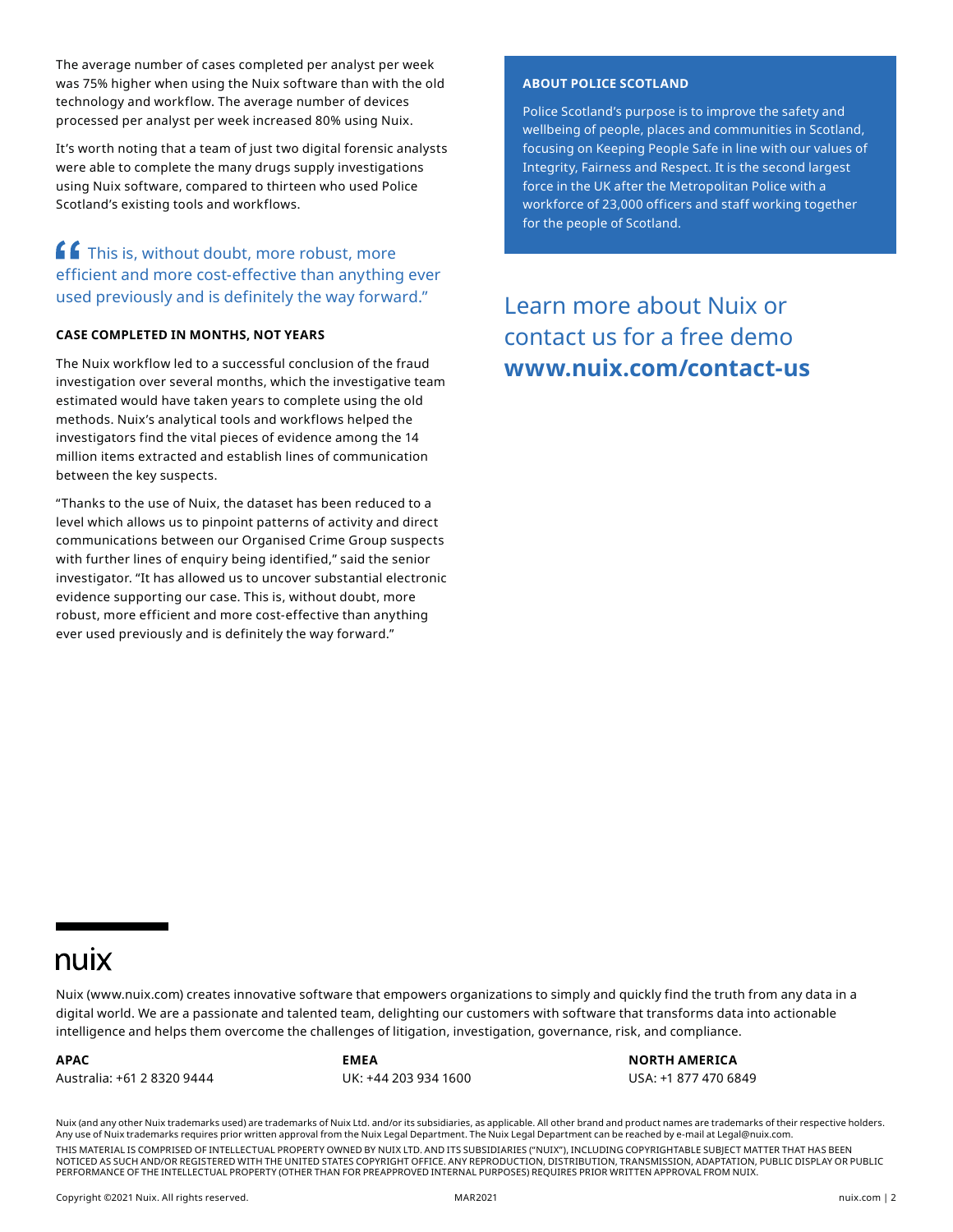The average number of cases completed per analyst per week was 75% higher when using the Nuix software than with the old technology and workflow. The average number of devices processed per analyst per week increased 80% using Nuix.

It's worth noting that a team of just two digital forensic analysts were able to complete the many drugs supply investigations using Nuix software, compared to thirteen who used Police Scotland's existing tools and workflows.

> "This is, without doubt, more robust, more efficient and more cost-effective than anything ever used previously and is definitely the way forward."

**CASE COMPLETED IN MONTHS, NOT YEARS**

The Nuix workflow led to a successful conclusion of the fraud investigation over several months, which the investigative team estimated would have taken years to complete using the old methods. Nuix's analytical tools and workflows helped the investigators find the vital pieces of evidence among the 14 million items extracted and establish lines of communication between the key suspects.

"Thanks to the use of Nuix, the dataset has been reduced to a level which allows us to pinpoint patterns of activity and direct communications between our Organised Crime Group suspects with further lines of enquiry being identified," said the senior investigator. "It has allowed us to uncover substantial electronic evidence supporting our case. This is, without doubt, more robust, more efficient and more cost-effective than anything ever used previously and is definitely the way forward."

**ABOUT POLICE SCOTLAND**

Police Scotland's purpose is to improve the safety and wellbeing of people, places and communities in Scotland, focusing on Keeping People Safe in line with our values of Integrity, Fairness and Respect. It is the second largest force in the UK after the Metropolitan Police with a workforce of 23,000 officers and staff working together for the people of Scotland.

Learn more about Nuix or contact us for a free demo
**www.nuix.com/contact-us**

nuix

Nuix (www.nuix.com) creates innovative software that empowers organizations to simply and quickly find the truth from any data in a digital world. We are a passionate and talented team, delighting our customers with software that transforms data into actionable intelligence and helps them overcome the challenges of litigation, investigation, governance, risk, and compliance.

**APAC**
Australia: +61 2 8320 9444

**EMEA**
UK: +44 203 934 1600

**NORTH AMERICA**
USA: +1 877 470 6849

Nuix (and any other Nuix trademarks used) are trademarks of Nuix Ltd. and/or its subsidiaries, as applicable. All other brand and product names are trademarks of their respective holders. Any use of Nuix trademarks requires prior written approval from the Nuix Legal Department. The Nuix Legal Department can be reached by e-mail at Legal@nuix.com.

THIS MATERIAL IS COMPRISED OF INTELLECTUAL PROPERTY OWNED BY NUIX LTD. AND ITS SUBSIDIARIES ("NUIX"), INCLUDING COPYRIGHTABLE SUBJECT MATTER THAT HAS BEEN NOTICED AS SUCH AND/OR REGISTERED WITH THE UNITED STATES COPYRIGHT OFFICE. ANY REPRODUCTION, DISTRIBUTION, TRANSMISSION, ADAPTATION, PUBLIC DISPLAY OR PUBLIC PERFORMANCE OF THE INTELLECTUAL PROPERTY (OTHER THAN FOR PREAPPROVED INTERNAL PURPOSES) REQUIRES PRIOR WRITTEN APPROVAL FROM NUIX.

Copyright ©2021 Nuix. All rights reserved.

MAR2021